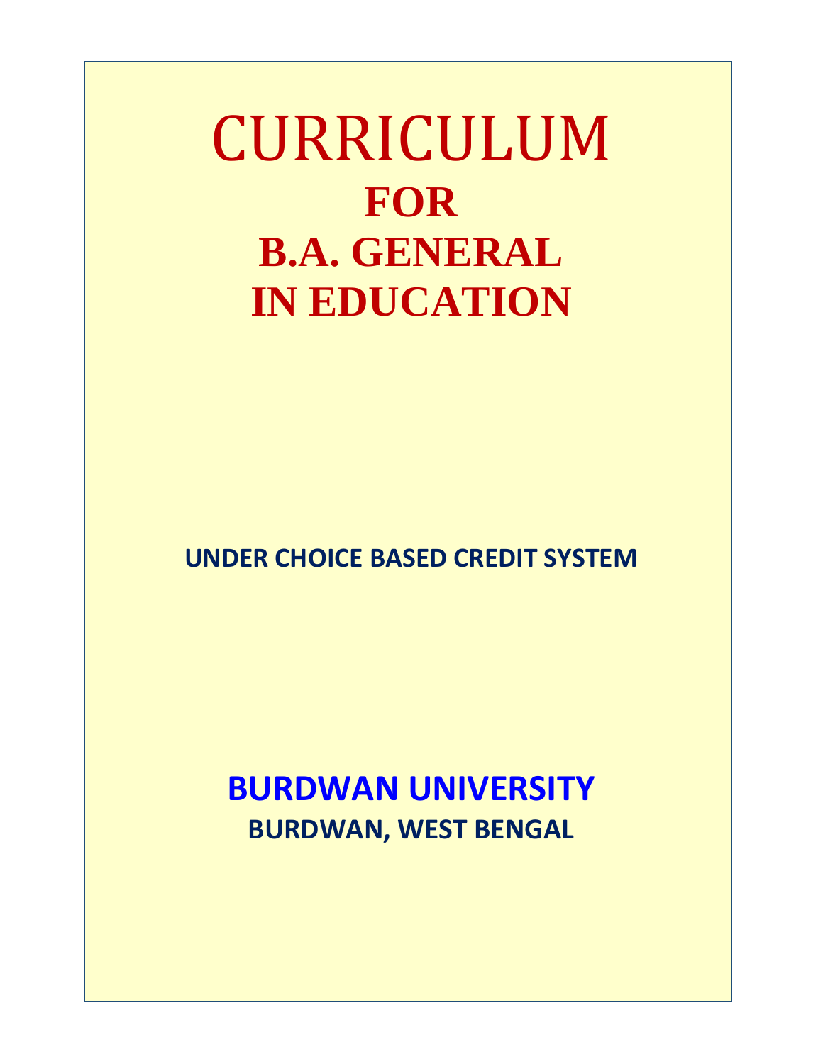# CURRICULUM
# FOR
# B.A. GENERAL
# IN EDUCATION

**UNDER CHOICE BASED CREDIT SYSTEM**

## BURDWAN UNIVERSITY

**BURDWAN, WEST BENGAL**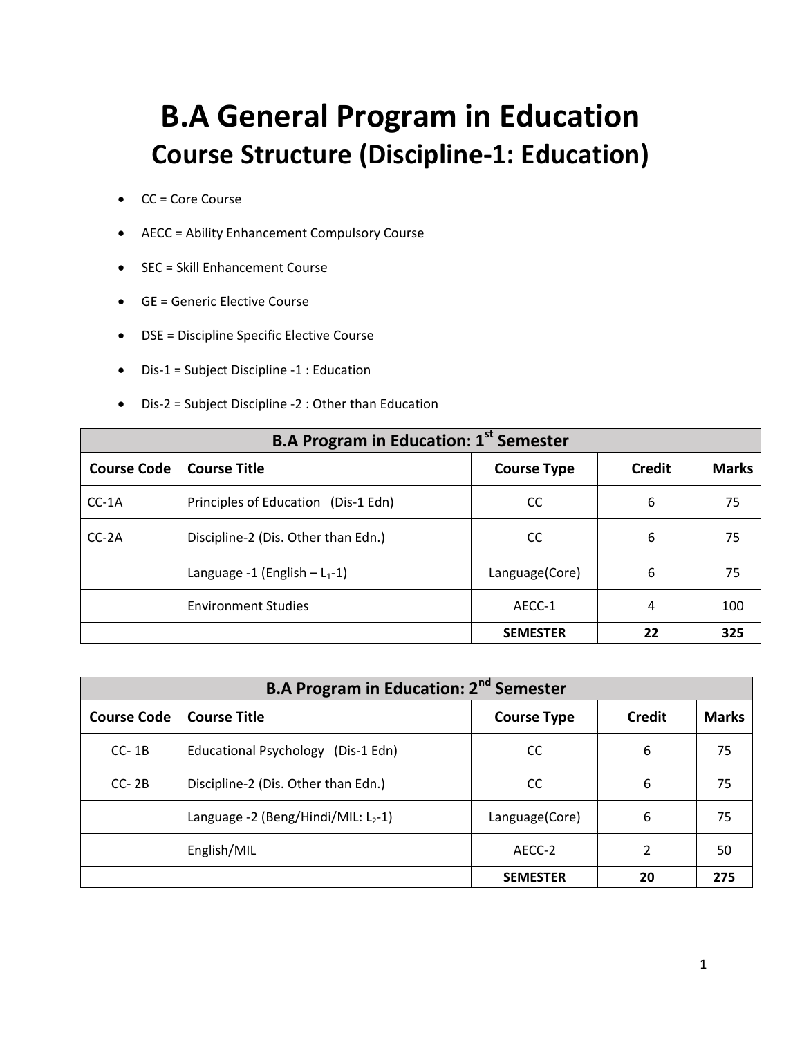# B.A General Program in Education

## Course Structure (Discipline-1: Education)

- CC = Core Course
- AECC = Ability Enhancement Compulsory Course
- SEC = Skill Enhancement Course
- GE = Generic Elective Course
- DSE = Discipline Specific Elective Course
- Dis-1 = Subject Discipline -1 : Education
- Dis-2 = Subject Discipline -2 : Other than Education

| **B.A Program in Education: 1st Semester** | | | | |
|---|---|---|---|---|
| **Course Code** | **Course Title** | **Course Type** | **Credit** | **Marks** |
| CC-1A | Principles of Education (Dis-1 Edn) | CC | 6 | 75 |
| CC-2A | Discipline-2 (Dis. Other than Edn.) | CC | 6 | 75 |
| | Language -1 (English – $L_1$-1) | Language(Core) | 6 | 75 |
| | Environment Studies | AECC-1 | 4 | 100 |
| | | **SEMESTER** | **22** | **325** |

| **B.A Program in Education: 2nd Semester** | | | | |
|---|---|---|---|---|
| **Course Code** | **Course Title** | **Course Type** | **Credit** | **Marks** |
| CC- 1B | Educational Psychology (Dis-1 Edn) | CC | 6 | 75 |
| CC- 2B | Discipline-2 (Dis. Other than Edn.) | CC | 6 | 75 |
| | Language -2 (Beng/Hindi/MIL: $L_2$-1) | Language(Core) | 6 | 75 |
| | English/MIL | AECC-2 | 2 | 50 |
| | | **SEMESTER** | **20** | **275** |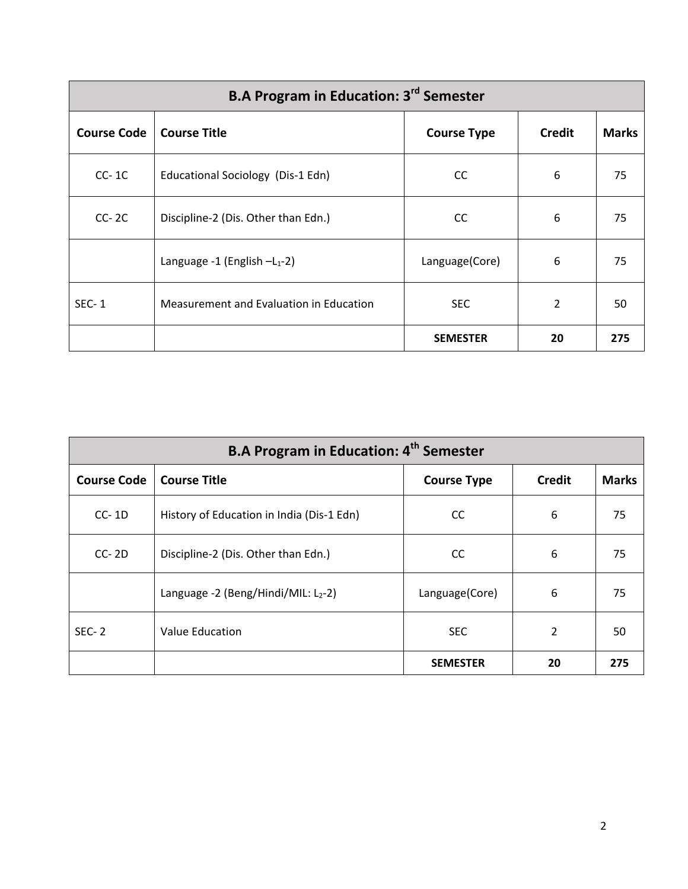| B.A Program in Education: 3rd Semester | | | | |
|---|---|---|---|---|
| **Course Code** | **Course Title** | **Course Type** | **Credit** | **Marks** |
| CC- 1C | Educational Sociology (Dis-1 Edn) | CC | 6 | 75 |
| CC- 2C | Discipline-2 (Dis. Other than Edn.) | CC | 6 | 75 |
| | Language -1 (English –$L_1$-2) | Language(Core) | 6 | 75 |
| SEC- 1 | Measurement and Evaluation in Education | SEC | 2 | 50 |
| | | **SEMESTER** | **20** | **275** |

| B.A Program in Education: 4th Semester | | | | |
|---|---|---|---|---|
| **Course Code** | **Course Title** | **Course Type** | **Credit** | **Marks** |
| CC- 1D | History of Education in India (Dis-1 Edn) | CC | 6 | 75 |
| CC- 2D | Discipline-2 (Dis. Other than Edn.) | CC | 6 | 75 |
| | Language -2 (Beng/Hindi/MIL: $L_2$-2) | Language(Core) | 6 | 75 |
| SEC- 2 | Value Education | SEC | 2 | 50 |
| | | **SEMESTER** | **20** | **275** |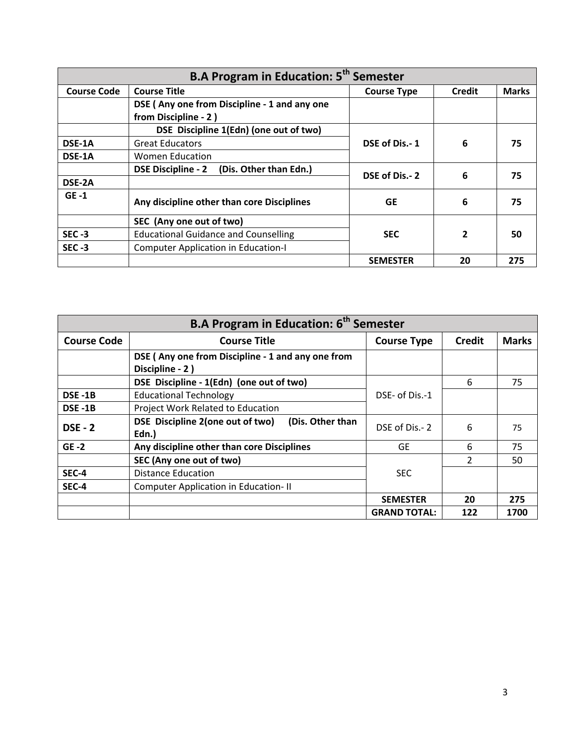| B.A Program in Education: 5th Semester | | | | |
|---|---|---|---|---|
| **Course Code** | **Course Title** | **Course Type** | **Credit** | **Marks** |
| | **DSE ( Any one from Discipline - 1 and any one from Discipline - 2 )** | | | |
| | **DSE Discipline 1(Edn) (one out of two)** | **DSE of Dis.- 1** | **6** | **75** |
| **DSE-1A** | Great Educators | | | |
| **DSE-1A** | Women Education | | | |
| | **DSE Discipline - 2 (Dis. Other than Edn.)** | **DSE of Dis.- 2** | **6** | **75** |
| **DSE-2A** | | | | |
| **GE -1** | **Any discipline other than core Disciplines** | **GE** | **6** | **75** |
| | **SEC (Any one out of two)** | **SEC** | **2** | **50** |
| **SEC -3** | Educational Guidance and Counselling | | | |
| **SEC -3** | Computer Application in Education-I | | | |
| | | **SEMESTER** | **20** | **275** |

| B.A Program in Education: 6th Semester | | | | |
|---|---|---|---|---|
| **Course Code** | **Course Title** | **Course Type** | **Credit** | **Marks** |
| | **DSE ( Any one from Discipline - 1 and any one from Discipline - 2 )** | | | |
| | **DSE Discipline - 1(Edn) (one out of two)** | DSE- of Dis.-1 | 6 | 75 |
| **DSE -1B** | Educational Technology | | | |
| **DSE -1B** | Project Work Related to Education | | | |
| **DSE - 2** | **DSE Discipline 2(one out of two) (Dis. Other than Edn.)** | DSE of Dis.- 2 | 6 | 75 |
| **GE -2** | **Any discipline other than core Disciplines** | GE | 6 | 75 |
| | **SEC (Any one out of two)** | SEC | 2 | 50 |
| **SEC-4** | Distance Education | | | |
| **SEC-4** | Computer Application in Education- II | | | |
| | | **SEMESTER** | **20** | **275** |
| | | **GRAND TOTAL:** | **122** | **1700** |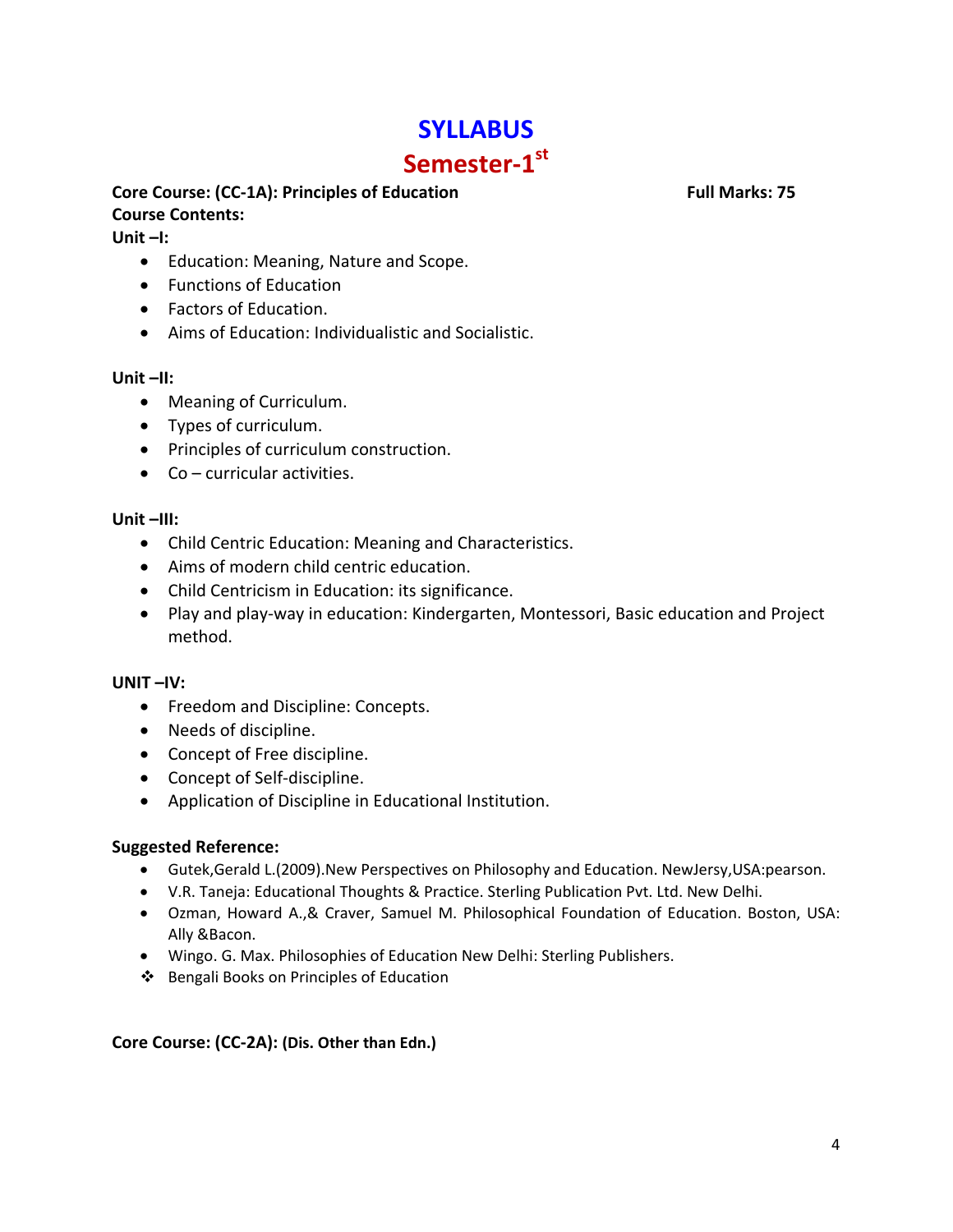# SYLLABUS

## Semester-1st

**Core Course: (CC-1A): Principles of Education** **Full Marks: 75**

**Course Contents:**

**Unit –I:**

- Education: Meaning, Nature and Scope.
- Functions of Education
- Factors of Education.
- Aims of Education: Individualistic and Socialistic.

**Unit –II:**

- Meaning of Curriculum.
- Types of curriculum.
- Principles of curriculum construction.
- Co – curricular activities.

**Unit –III:**

- Child Centric Education: Meaning and Characteristics.
- Aims of modern child centric education.
- Child Centricism in Education: its significance.
- Play and play-way in education: Kindergarten, Montessori, Basic education and Project method.

**UNIT –IV:**

- Freedom and Discipline: Concepts.
- Needs of discipline.
- Concept of Free discipline.
- Concept of Self-discipline.
- Application of Discipline in Educational Institution.

**Suggested Reference:**

- Gutek,Gerald L.(2009).New Perspectives on Philosophy and Education. NewJersy,USA:pearson.
- V.R. Taneja: Educational Thoughts & Practice. Sterling Publication Pvt. Ltd. New Delhi.
- Ozman, Howard A.,& Craver, Samuel M. Philosophical Foundation of Education. Boston, USA: Ally &Bacon.
- Wingo. G. Max. Philosophies of Education New Delhi: Sterling Publishers.
- ❖ Bengali Books on Principles of Education

**Core Course: (CC-2A): (Dis. Other than Edn.)**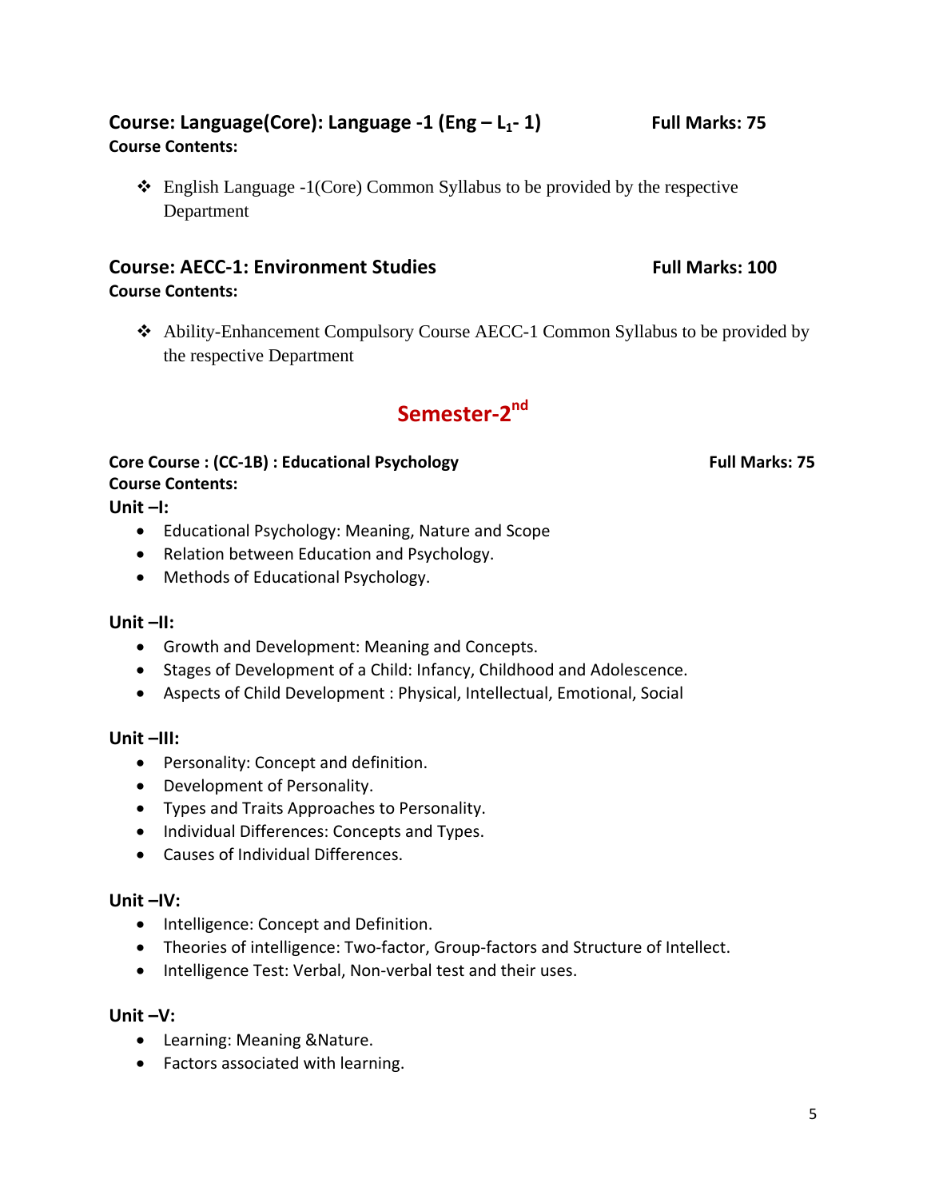### Course: Language(Core): Language -1 (Eng – $L_1$- 1) Full Marks: 75

**Course Contents:**

- ❖ English Language -1(Core) Common Syllabus to be provided by the respective Department

### Course: AECC-1: Environment Studies Full Marks: 100

**Course Contents:**

- ❖ Ability-Enhancement Compulsory Course AECC-1 Common Syllabus to be provided by the respective Department

## Semester-2nd

**Core Course : (CC-1B) : Educational Psychology Full Marks: 75**

**Course Contents:**

**Unit –I:**

- Educational Psychology: Meaning, Nature and Scope
- Relation between Education and Psychology.
- Methods of Educational Psychology.

**Unit –II:**

- Growth and Development: Meaning and Concepts.
- Stages of Development of a Child: Infancy, Childhood and Adolescence.
- Aspects of Child Development : Physical, Intellectual, Emotional, Social

**Unit –III:**

- Personality: Concept and definition.
- Development of Personality.
- Types and Traits Approaches to Personality.
- Individual Differences: Concepts and Types.
- Causes of Individual Differences.

**Unit –IV:**

- Intelligence: Concept and Definition.
- Theories of intelligence: Two-factor, Group-factors and Structure of Intellect.
- Intelligence Test: Verbal, Non-verbal test and their uses.

**Unit –V:**

- Learning: Meaning &Nature.
- Factors associated with learning.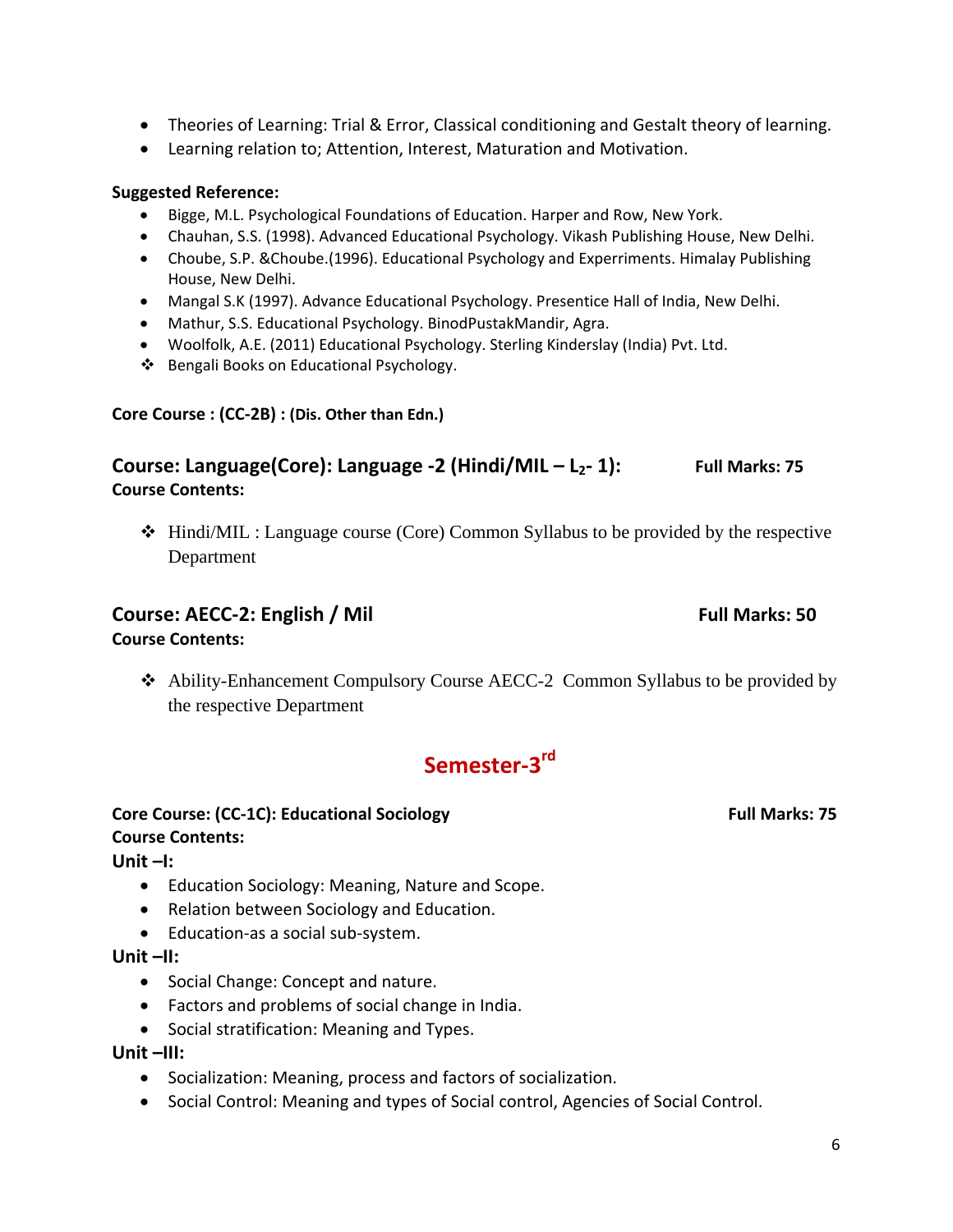- Theories of Learning: Trial & Error, Classical conditioning and Gestalt theory of learning.
- Learning relation to; Attention, Interest, Maturation and Motivation.

**Suggested Reference:**

- Bigge, M.L. Psychological Foundations of Education. Harper and Row, New York.
- Chauhan, S.S. (1998). Advanced Educational Psychology. Vikash Publishing House, New Delhi.
- Choube, S.P. &Choube.(1996). Educational Psychology and Experriments. Himalay Publishing House, New Delhi.
- Mangal S.K (1997). Advance Educational Psychology. Presentice Hall of India, New Delhi.
- Mathur, S.S. Educational Psychology. BinodPustakMandir, Agra.
- Woolfolk, A.E. (2011) Educational Psychology. Sterling Kinderslay (India) Pvt. Ltd.
- ❖ Bengali Books on Educational Psychology.

**Core Course : (CC-2B) : (Dis. Other than Edn.)**

### Course: Language(Core): Language -2 (Hindi/MIL – $L_2$- 1): **Full Marks: 75**

**Course Contents:**

- ❖ Hindi/MIL : Language course (Core) Common Syllabus to be provided by the respective Department

### Course: AECC-2: English / Mil **Full Marks: 50**

**Course Contents:**

- ❖ Ability-Enhancement Compulsory Course AECC-2 Common Syllabus to be provided by the respective Department

## Semester-3rd

**Core Course: (CC-1C): Educational Sociology** **Full Marks: 75**

**Course Contents:**

**Unit –I:**

- Education Sociology: Meaning, Nature and Scope.
- Relation between Sociology and Education.
- Education-as a social sub-system.

**Unit –II:**

- Social Change: Concept and nature.
- Factors and problems of social change in India.
- Social stratification: Meaning and Types.

**Unit –III:**

- Socialization: Meaning, process and factors of socialization.
- Social Control: Meaning and types of Social control, Agencies of Social Control.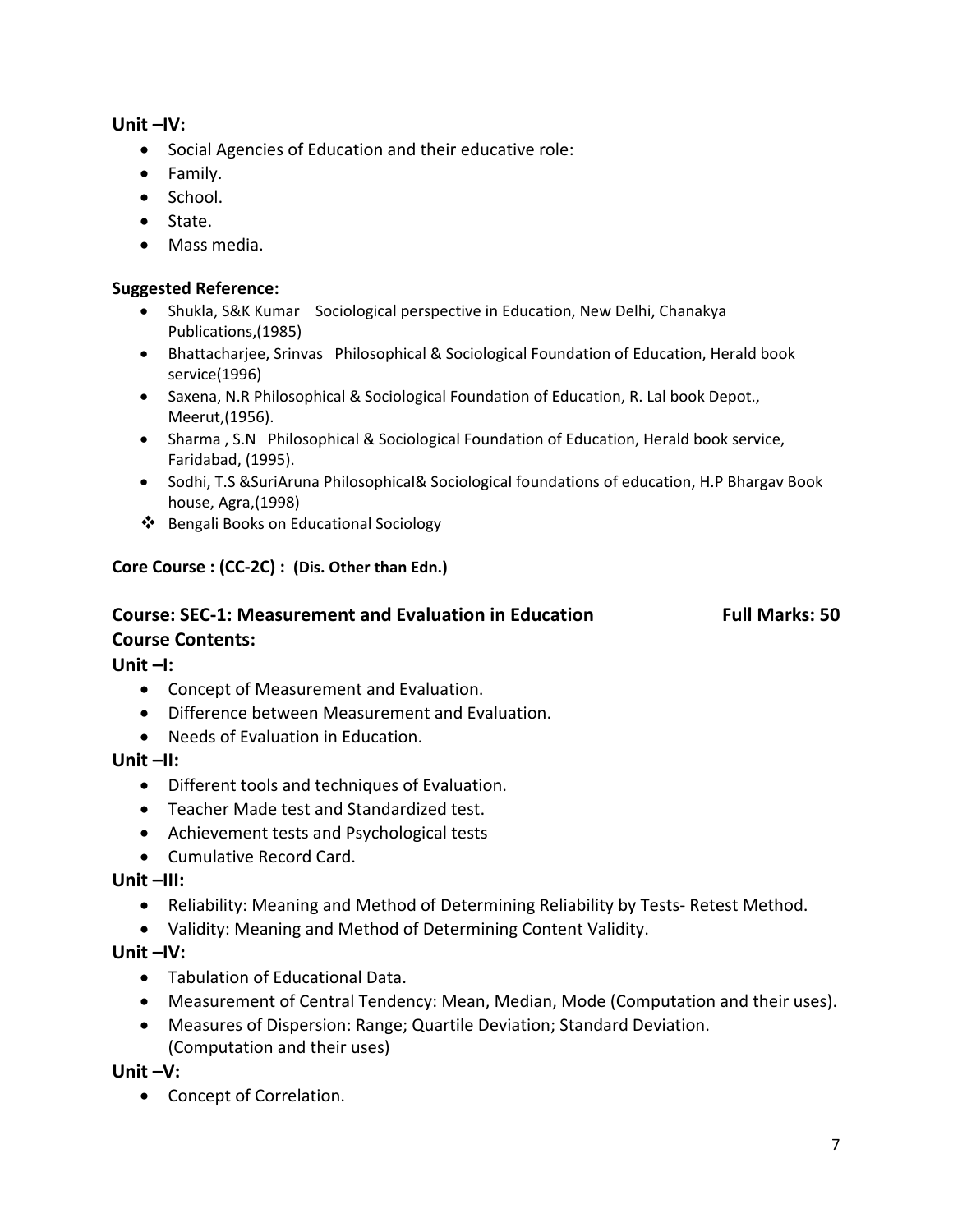**Unit –IV:**

- Social Agencies of Education and their educative role:
- Family.
- School.
- State.
- Mass media.

**Suggested Reference:**

- Shukla, S&K Kumar Sociological perspective in Education, New Delhi, Chanakya Publications,(1985)
- Bhattacharjee, Srinvas Philosophical & Sociological Foundation of Education, Herald book service(1996)
- Saxena, N.R Philosophical & Sociological Foundation of Education, R. Lal book Depot., Meerut,(1956).
- Sharma , S.N Philosophical & Sociological Foundation of Education, Herald book service, Faridabad, (1995).
- Sodhi, T.S &SuriAruna Philosophical& Sociological foundations of education, H.P Bhargav Book house, Agra,(1998)
- ❖ Bengali Books on Educational Sociology

**Core Course : (CC-2C) : (Dis. Other than Edn.)**

### Course: SEC-1: Measurement and Evaluation in Education — Full Marks: 50

### Course Contents:

**Unit –I:**

- Concept of Measurement and Evaluation.
- Difference between Measurement and Evaluation.
- Needs of Evaluation in Education.

**Unit –II:**

- Different tools and techniques of Evaluation.
- Teacher Made test and Standardized test.
- Achievement tests and Psychological tests
- Cumulative Record Card.

**Unit –III:**

- Reliability: Meaning and Method of Determining Reliability by Tests- Retest Method.
- Validity: Meaning and Method of Determining Content Validity.

**Unit –IV:**

- Tabulation of Educational Data.
- Measurement of Central Tendency: Mean, Median, Mode (Computation and their uses).
- Measures of Dispersion: Range; Quartile Deviation; Standard Deviation. (Computation and their uses)

**Unit –V:**

- Concept of Correlation.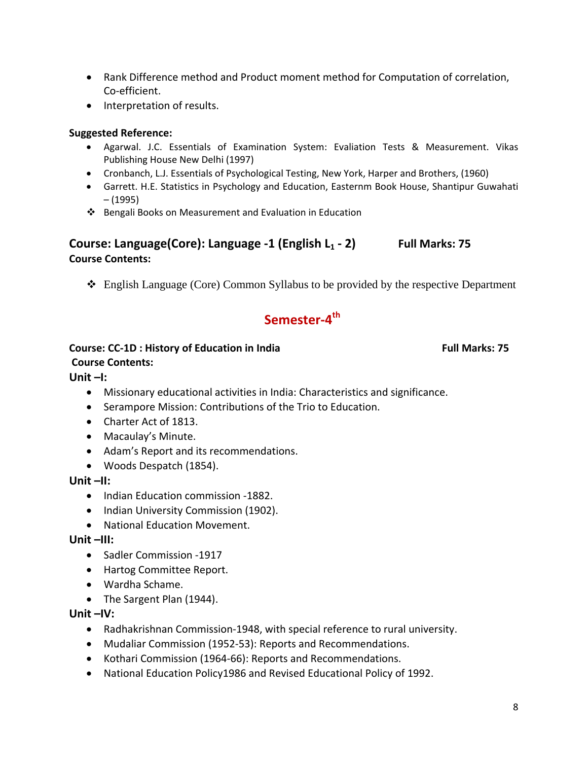- Rank Difference method and Product moment method for Computation of correlation, Co-efficient.
- Interpretation of results.

**Suggested Reference:**

- Agarwal. J.C. Essentials of Examination System: Evaliation Tests & Measurement. Vikas Publishing House New Delhi (1997)
- Cronbanch, L.J. Essentials of Psychological Testing, New York, Harper and Brothers, (1960)
- Garrett. H.E. Statistics in Psychology and Education, Easternm Book House, Shantipur Guwahati – (1995)
- ❖ Bengali Books on Measurement and Evaluation in Education

### Course: Language(Core): Language -1 (English $L_1$ - 2) Full Marks: 75

**Course Contents:**

- ❖ English Language (Core) Common Syllabus to be provided by the respective Department

## Semester-4th

**Course: CC-1D : History of Education in India** **Full Marks: 75**

**Course Contents:**

**Unit –I:**

- Missionary educational activities in India: Characteristics and significance.
- Serampore Mission: Contributions of the Trio to Education.
- Charter Act of 1813.
- Macaulay's Minute.
- Adam's Report and its recommendations.
- Woods Despatch (1854).

**Unit –II:**

- Indian Education commission -1882.
- Indian University Commission (1902).
- National Education Movement.

**Unit –III:**

- Sadler Commission -1917
- Hartog Committee Report.
- Wardha Schame.
- The Sargent Plan (1944).

**Unit –IV:**

- Radhakrishnan Commission-1948, with special reference to rural university.
- Mudaliar Commission (1952-53): Reports and Recommendations.
- Kothari Commission (1964-66): Reports and Recommendations.
- National Education Policy1986 and Revised Educational Policy of 1992.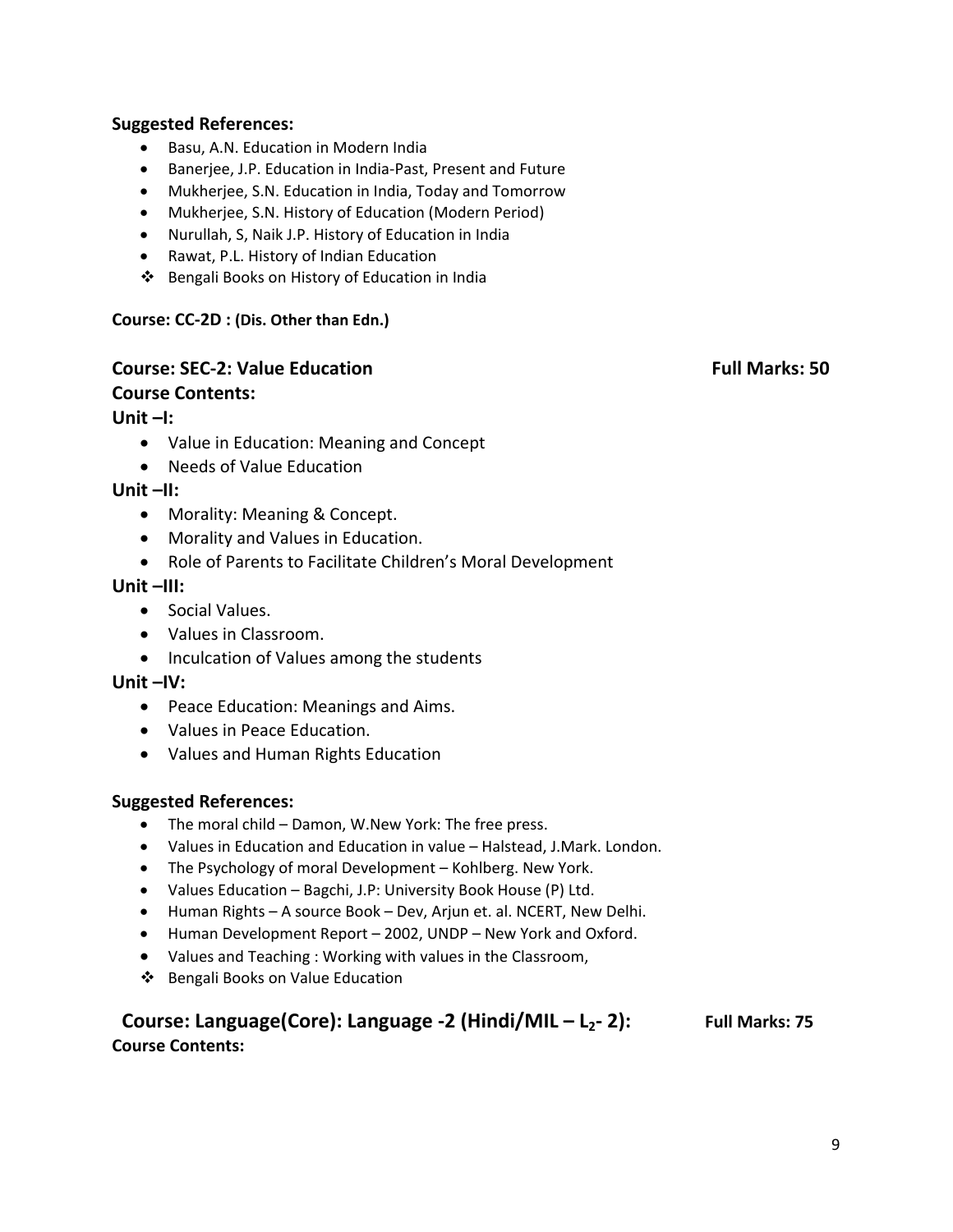**Suggested References:**

- Basu, A.N. Education in Modern India
- Banerjee, J.P. Education in India-Past, Present and Future
- Mukherjee, S.N. Education in India, Today and Tomorrow
- Mukherjee, S.N. History of Education (Modern Period)
- Nurullah, S, Naik J.P. History of Education in India
- Rawat, P.L. History of Indian Education
- ❖ Bengali Books on History of Education in India

**Course: CC-2D : (Dis. Other than Edn.)**

## Course: SEC-2: Value Education — Full Marks: 50

**Course Contents:**

**Unit –I:**

- Value in Education: Meaning and Concept
- Needs of Value Education

**Unit –II:**

- Morality: Meaning & Concept.
- Morality and Values in Education.
- Role of Parents to Facilitate Children's Moral Development

**Unit –III:**

- Social Values.
- Values in Classroom.
- Inculcation of Values among the students

**Unit –IV:**

- Peace Education: Meanings and Aims.
- Values in Peace Education.
- Values and Human Rights Education

**Suggested References:**

- The moral child – Damon, W.New York: The free press.
- Values in Education and Education in value – Halstead, J.Mark. London.
- The Psychology of moral Development – Kohlberg. New York.
- Values Education – Bagchi, J.P: University Book House (P) Ltd.
- Human Rights – A source Book – Dev, Arjun et. al. NCERT, New Delhi.
- Human Development Report – 2002, UNDP – New York and Oxford.
- Values and Teaching : Working with values in the Classroom,
- ❖ Bengali Books on Value Education

## Course: Language(Core): Language -2 (Hindi/MIL – $L_2$- 2): — Full Marks: 75

**Course Contents:**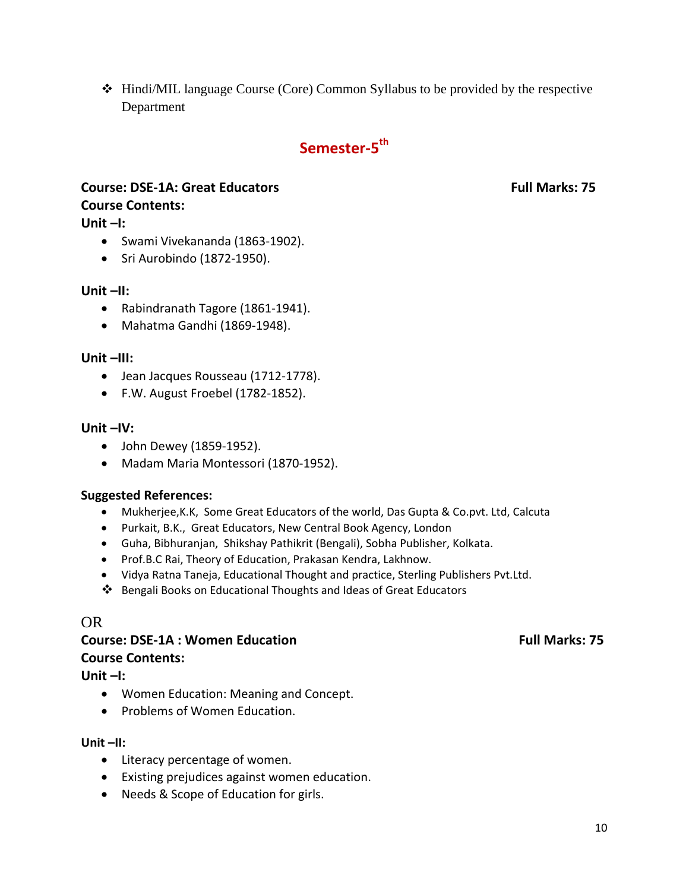- ❖ Hindi/MIL language Course (Core) Common Syllabus to be provided by the respective Department

## Semester-5th

**Course: DSE-1A: Great Educators** **Full Marks: 75**

**Course Contents:**

**Unit –I:**

- Swami Vivekananda (1863-1902).
- Sri Aurobindo (1872-1950).

**Unit –II:**

- Rabindranath Tagore (1861-1941).
- Mahatma Gandhi (1869-1948).

**Unit –III:**

- Jean Jacques Rousseau (1712-1778).
- F.W. August Froebel (1782-1852).

**Unit –IV:**

- John Dewey (1859-1952).
- Madam Maria Montessori (1870-1952).

**Suggested References:**

- Mukherjee,K.K, Some Great Educators of the world, Das Gupta & Co.pvt. Ltd, Calcuta
- Purkait, B.K., Great Educators, New Central Book Agency, London
- Guha, Bibhuranjan, Shikshay Pathikrit (Bengali), Sobha Publisher, Kolkata.
- Prof.B.C Rai, Theory of Education, Prakasan Kendra, Lakhnow.
- Vidya Ratna Taneja, Educational Thought and practice, Sterling Publishers Pvt.Ltd.
- ❖ Bengali Books on Educational Thoughts and Ideas of Great Educators

OR

**Course: DSE-1A : Women Education** **Full Marks: 75**

**Course Contents:**

**Unit –I:**

- Women Education: Meaning and Concept.
- Problems of Women Education.

**Unit –II:**

- Literacy percentage of women.
- Existing prejudices against women education.
- Needs & Scope of Education for girls.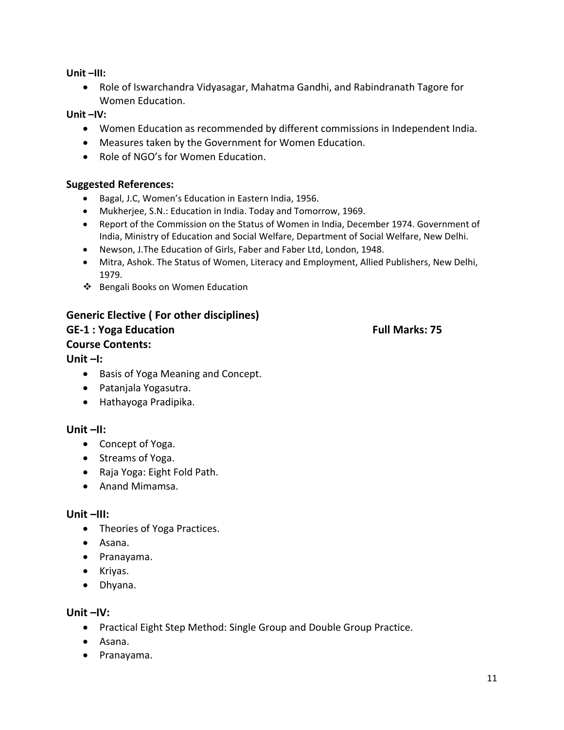**Unit –III:**

- Role of Iswarchandra Vidyasagar, Mahatma Gandhi, and Rabindranath Tagore for Women Education.

**Unit –IV:**

- Women Education as recommended by different commissions in Independent India.
- Measures taken by the Government for Women Education.
- Role of NGO's for Women Education.

### Suggested References:

- Bagal, J.C, Women's Education in Eastern India, 1956.
- Mukherjee, S.N.: Education in India. Today and Tomorrow, 1969.
- Report of the Commission on the Status of Women in India, December 1974. Government of India, Ministry of Education and Social Welfare, Department of Social Welfare, New Delhi.
- Newson, J.The Education of Girls, Faber and Faber Ltd, London, 1948.
- Mitra, Ashok. The Status of Women, Literacy and Employment, Allied Publishers, New Delhi, 1979.
- ❖ Bengali Books on Women Education

## Generic Elective ( For other disciplines)

**GE-1 : Yoga Education** **Full Marks: 75**

### Course Contents:

**Unit –I:**

- Basis of Yoga Meaning and Concept.
- Patanjala Yogasutra.
- Hathayoga Pradipika.

**Unit –II:**

- Concept of Yoga.
- Streams of Yoga.
- Raja Yoga: Eight Fold Path.
- Anand Mimamsa.

**Unit –III:**

- Theories of Yoga Practices.
- Asana.
- Pranayama.
- Kriyas.
- Dhyana.

**Unit –IV:**

- Practical Eight Step Method: Single Group and Double Group Practice.
- Asana.
- Pranayama.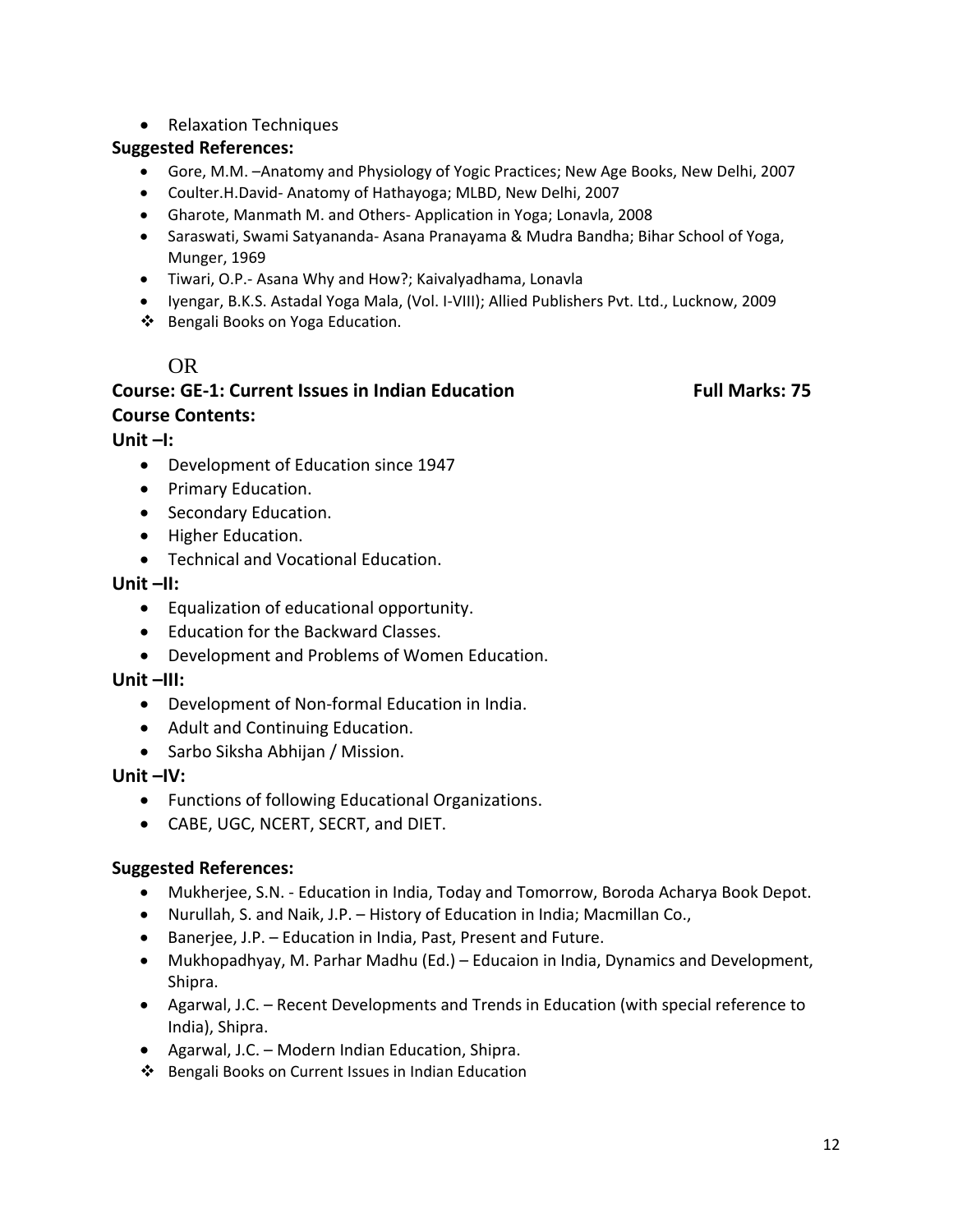- Relaxation Techniques

**Suggested References:**

- Gore, M.M. –Anatomy and Physiology of Yogic Practices; New Age Books, New Delhi, 2007
- Coulter.H.David- Anatomy of Hathayoga; MLBD, New Delhi, 2007
- Gharote, Manmath M. and Others- Application in Yoga; Lonavla, 2008
- Saraswati, Swami Satyananda- Asana Pranayama & Mudra Bandha; Bihar School of Yoga, Munger, 1969
- Tiwari, O.P.- Asana Why and How?; Kaivalyadhama, Lonavla
- Iyengar, B.K.S. Astadal Yoga Mala, (Vol. I-VIII); Allied Publishers Pvt. Ltd., Lucknow, 2009
- ❖ Bengali Books on Yoga Education.

OR

**Course: GE-1: Current Issues in Indian Education** **Full Marks: 75**

**Course Contents:**

**Unit –I:**

- Development of Education since 1947
- Primary Education.
- Secondary Education.
- Higher Education.
- Technical and Vocational Education.

**Unit –II:**

- Equalization of educational opportunity.
- Education for the Backward Classes.
- Development and Problems of Women Education.

**Unit –III:**

- Development of Non-formal Education in India.
- Adult and Continuing Education.
- Sarbo Siksha Abhijan / Mission.

**Unit –IV:**

- Functions of following Educational Organizations.
- CABE, UGC, NCERT, SECRT, and DIET.

**Suggested References:**

- Mukherjee, S.N. - Education in India, Today and Tomorrow, Boroda Acharya Book Depot.
- Nurullah, S. and Naik, J.P. – History of Education in India; Macmillan Co.,
- Banerjee, J.P. – Education in India, Past, Present and Future.
- Mukhopadhyay, M. Parhar Madhu (Ed.) – Educaion in India, Dynamics and Development, Shipra.
- Agarwal, J.C. – Recent Developments and Trends in Education (with special reference to India), Shipra.
- Agarwal, J.C. – Modern Indian Education, Shipra.
- ❖ Bengali Books on Current Issues in Indian Education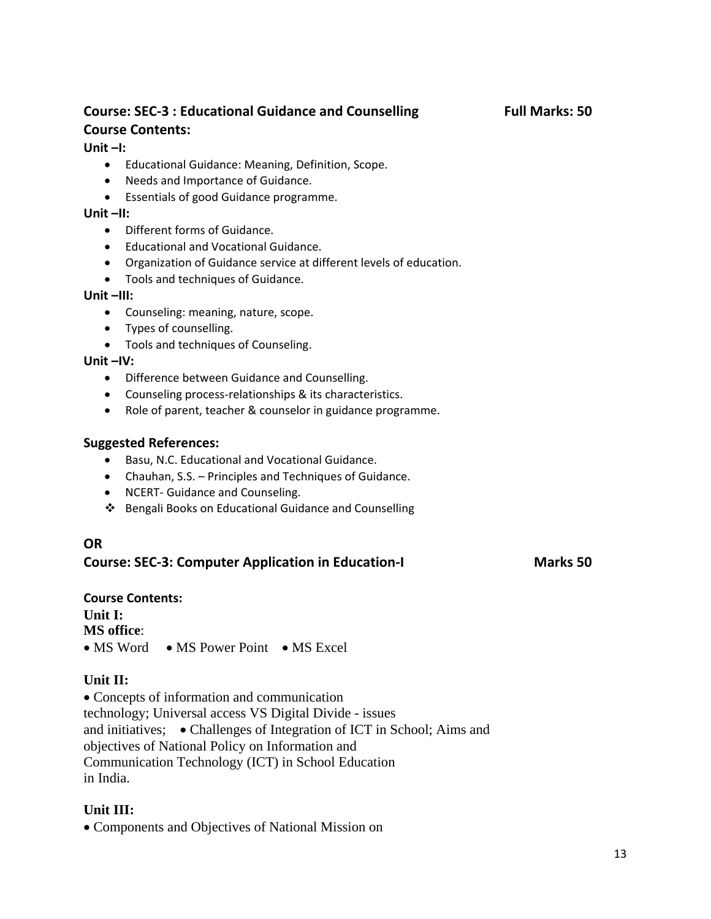## Course: SEC-3 : Educational Guidance and Counselling — Full Marks: 50

### Course Contents:

**Unit –I:**

- Educational Guidance: Meaning, Definition, Scope.
- Needs and Importance of Guidance.
- Essentials of good Guidance programme.

**Unit –II:**

- Different forms of Guidance.
- Educational and Vocational Guidance.
- Organization of Guidance service at different levels of education.
- Tools and techniques of Guidance.

**Unit –III:**

- Counseling: meaning, nature, scope.
- Types of counselling.
- Tools and techniques of Counseling.

**Unit –IV:**

- Difference between Guidance and Counselling.
- Counseling process-relationships & its characteristics.
- Role of parent, teacher & counselor in guidance programme.

### Suggested References:

- Basu, N.C. Educational and Vocational Guidance.
- Chauhan, S.S. – Principles and Techniques of Guidance.
- NCERT- Guidance and Counseling.
- ❖ Bengali Books on Educational Guidance and Counselling

**OR**

## Course: SEC-3: Computer Application in Education-I — Marks 50

### Course Contents:

**Unit I:**

**MS office**:

- MS Word
- MS Power Point
- MS Excel

**Unit II:**

- Concepts of information and communication technology; Universal access VS Digital Divide - issues and initiatives;
- Challenges of Integration of ICT in School; Aims and objectives of National Policy on Information and Communication Technology (ICT) in School Education in India.

**Unit III:**

- Components and Objectives of National Mission on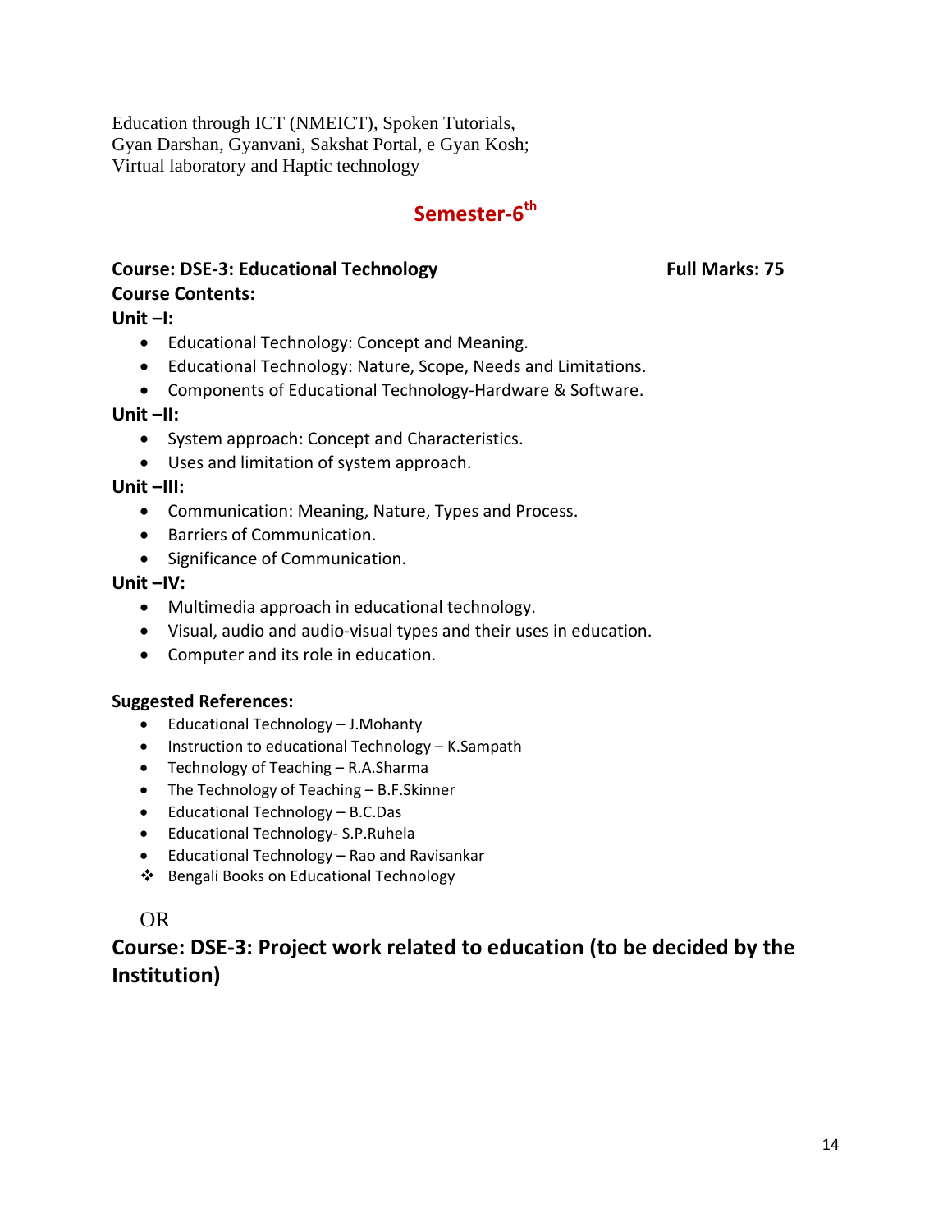Education through ICT (NMEICT), Spoken Tutorials,
Gyan Darshan, Gyanvani, Sakshat Portal, e Gyan Kosh;
Virtual laboratory and Haptic technology

## Semester-6th

**Course: DSE-3: Educational Technology** **Full Marks: 75**

**Course Contents:**

**Unit –I:**

- Educational Technology: Concept and Meaning.
- Educational Technology: Nature, Scope, Needs and Limitations.
- Components of Educational Technology-Hardware & Software.

**Unit –II:**

- System approach: Concept and Characteristics.
- Uses and limitation of system approach.

**Unit –III:**

- Communication: Meaning, Nature, Types and Process.
- Barriers of Communication.
- Significance of Communication.

**Unit –IV:**

- Multimedia approach in educational technology.
- Visual, audio and audio-visual types and their uses in education.
- Computer and its role in education.

**Suggested References:**

- Educational Technology – J.Mohanty
- Instruction to educational Technology – K.Sampath
- Technology of Teaching – R.A.Sharma
- The Technology of Teaching – B.F.Skinner
- Educational Technology – B.C.Das
- Educational Technology- S.P.Ruhela
- Educational Technology – Rao and Ravisankar
- ❖ Bengali Books on Educational Technology

OR

## Course: DSE-3: Project work related to education (to be decided by the Institution)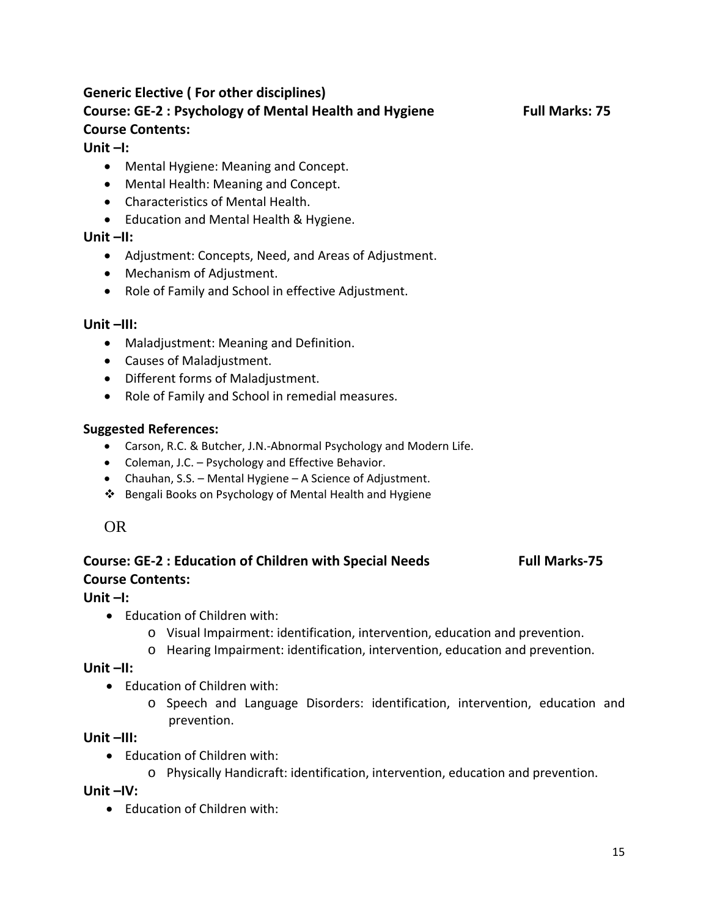**Generic Elective ( For other disciplines)**

**Course: GE-2 : Psychology of Mental Health and Hygiene** **Full Marks: 75**

**Course Contents:**

**Unit –I:**

- Mental Hygiene: Meaning and Concept.
- Mental Health: Meaning and Concept.
- Characteristics of Mental Health.
- Education and Mental Health & Hygiene.

**Unit –II:**

- Adjustment: Concepts, Need, and Areas of Adjustment.
- Mechanism of Adjustment.
- Role of Family and School in effective Adjustment.

**Unit –III:**

- Maladjustment: Meaning and Definition.
- Causes of Maladjustment.
- Different forms of Maladjustment.
- Role of Family and School in remedial measures.

**Suggested References:**

- Carson, R.C. & Butcher, J.N.-Abnormal Psychology and Modern Life.
- Coleman, J.C. – Psychology and Effective Behavior.
- Chauhan, S.S. – Mental Hygiene – A Science of Adjustment.
- ❖ Bengali Books on Psychology of Mental Health and Hygiene

OR

**Course: GE-2 : Education of Children with Special Needs** **Full Marks-75**

**Course Contents:**

**Unit –I:**

- Education of Children with:
  - Visual Impairment: identification, intervention, education and prevention.
  - Hearing Impairment: identification, intervention, education and prevention.

**Unit –II:**

- Education of Children with:
  - Speech and Language Disorders: identification, intervention, education and prevention.

**Unit –III:**

- Education of Children with:
  - Physically Handicraft: identification, intervention, education and prevention.

**Unit –IV:**

- Education of Children with: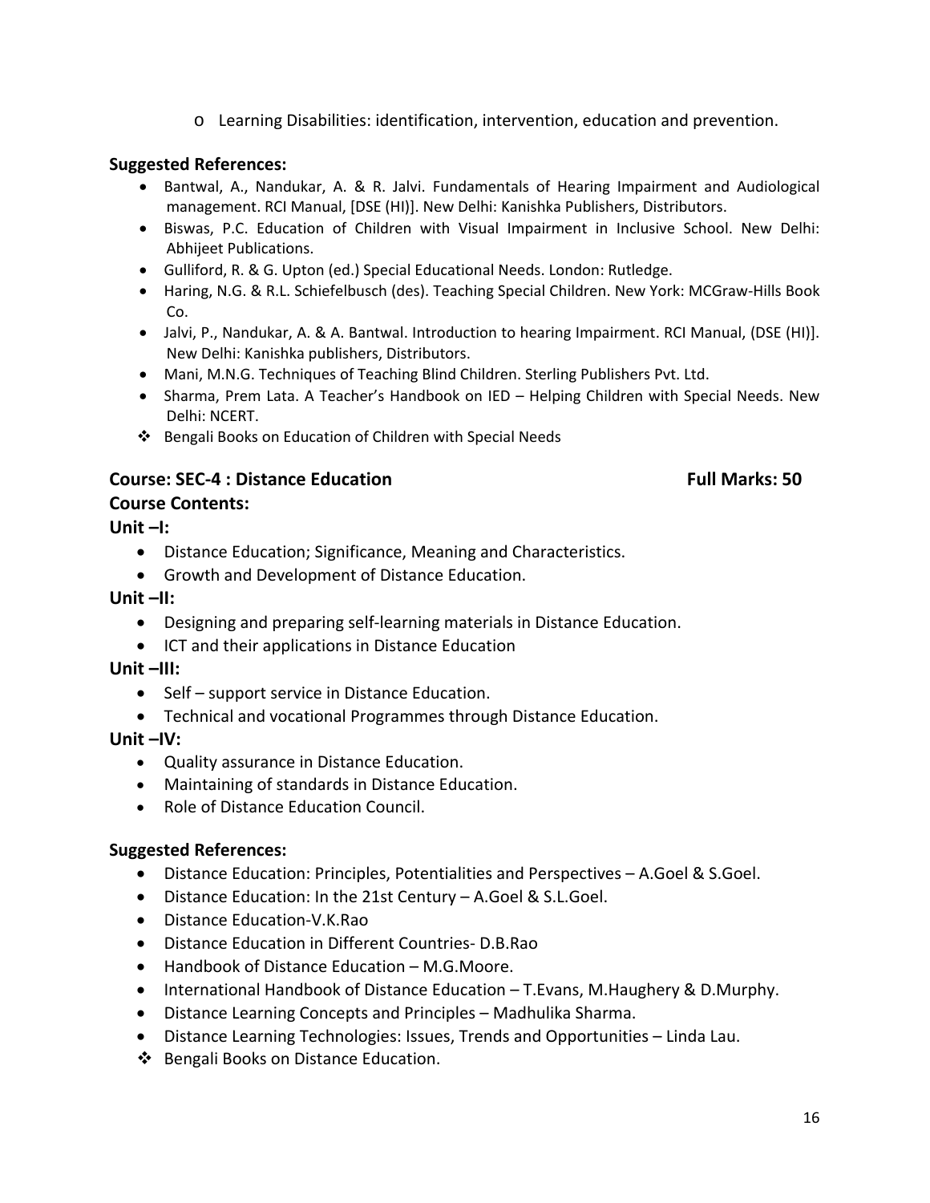- Learning Disabilities: identification, intervention, education and prevention.

**Suggested References:**

- Bantwal, A., Nandukar, A. & R. Jalvi. Fundamentals of Hearing Impairment and Audiological management. RCI Manual, [DSE (HI)]. New Delhi: Kanishka Publishers, Distributors.
- Biswas, P.C. Education of Children with Visual Impairment in Inclusive School. New Delhi: Abhijeet Publications.
- Gulliford, R. & G. Upton (ed.) Special Educational Needs. London: Rutledge.
- Haring, N.G. & R.L. Schiefelbusch (des). Teaching Special Children. New York: MCGraw-Hills Book Co.
- Jalvi, P., Nandukar, A. & A. Bantwal. Introduction to hearing Impairment. RCI Manual, (DSE (HI)]. New Delhi: Kanishka publishers, Distributors.
- Mani, M.N.G. Techniques of Teaching Blind Children. Sterling Publishers Pvt. Ltd.
- Sharma, Prem Lata. A Teacher's Handbook on IED – Helping Children with Special Needs. New Delhi: NCERT.
- ❖ Bengali Books on Education of Children with Special Needs

**Course: SEC-4 : Distance Education** **Full Marks: 50**

**Course Contents:**

**Unit –I:**

- Distance Education; Significance, Meaning and Characteristics.
- Growth and Development of Distance Education.

**Unit –II:**

- Designing and preparing self-learning materials in Distance Education.
- ICT and their applications in Distance Education

**Unit –III:**

- Self – support service in Distance Education.
- Technical and vocational Programmes through Distance Education.

**Unit –IV:**

- Quality assurance in Distance Education.
- Maintaining of standards in Distance Education.
- Role of Distance Education Council.

**Suggested References:**

- Distance Education: Principles, Potentialities and Perspectives – A.Goel & S.Goel.
- Distance Education: In the 21st Century – A.Goel & S.L.Goel.
- Distance Education-V.K.Rao
- Distance Education in Different Countries- D.B.Rao
- Handbook of Distance Education – M.G.Moore.
- International Handbook of Distance Education – T.Evans, M.Haughery & D.Murphy.
- Distance Learning Concepts and Principles – Madhulika Sharma.
- Distance Learning Technologies: Issues, Trends and Opportunities – Linda Lau.
- ❖ Bengali Books on Distance Education.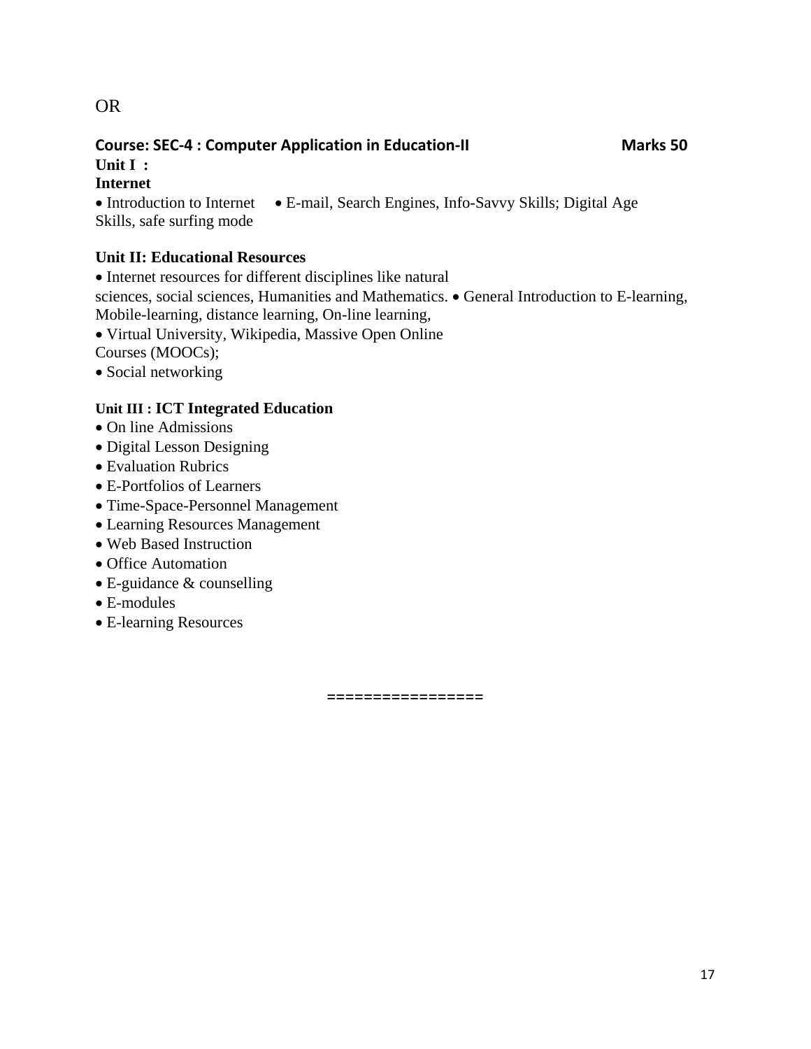OR

**Course: SEC-4 : Computer Application in Education-II** **Marks 50**

**Unit I :**

**Internet**

• Introduction to Internet • E-mail, Search Engines, Info-Savvy Skills; Digital Age Skills, safe surfing mode

**Unit II: Educational Resources**

• Internet resources for different disciplines like natural sciences, social sciences, Humanities and Mathematics. • General Introduction to E-learning, Mobile-learning, distance learning, On-line learning,

• Virtual University, Wikipedia, Massive Open Online Courses (MOOCs);

• Social networking

**Unit III : ICT Integrated Education**

- On line Admissions
- Digital Lesson Designing
- Evaluation Rubrics
- E-Portfolios of Learners
- Time-Space-Personnel Management
- Learning Resources Management
- Web Based Instruction
- Office Automation
- E-guidance & counselling
- E-modules
- E-learning Resources

=================